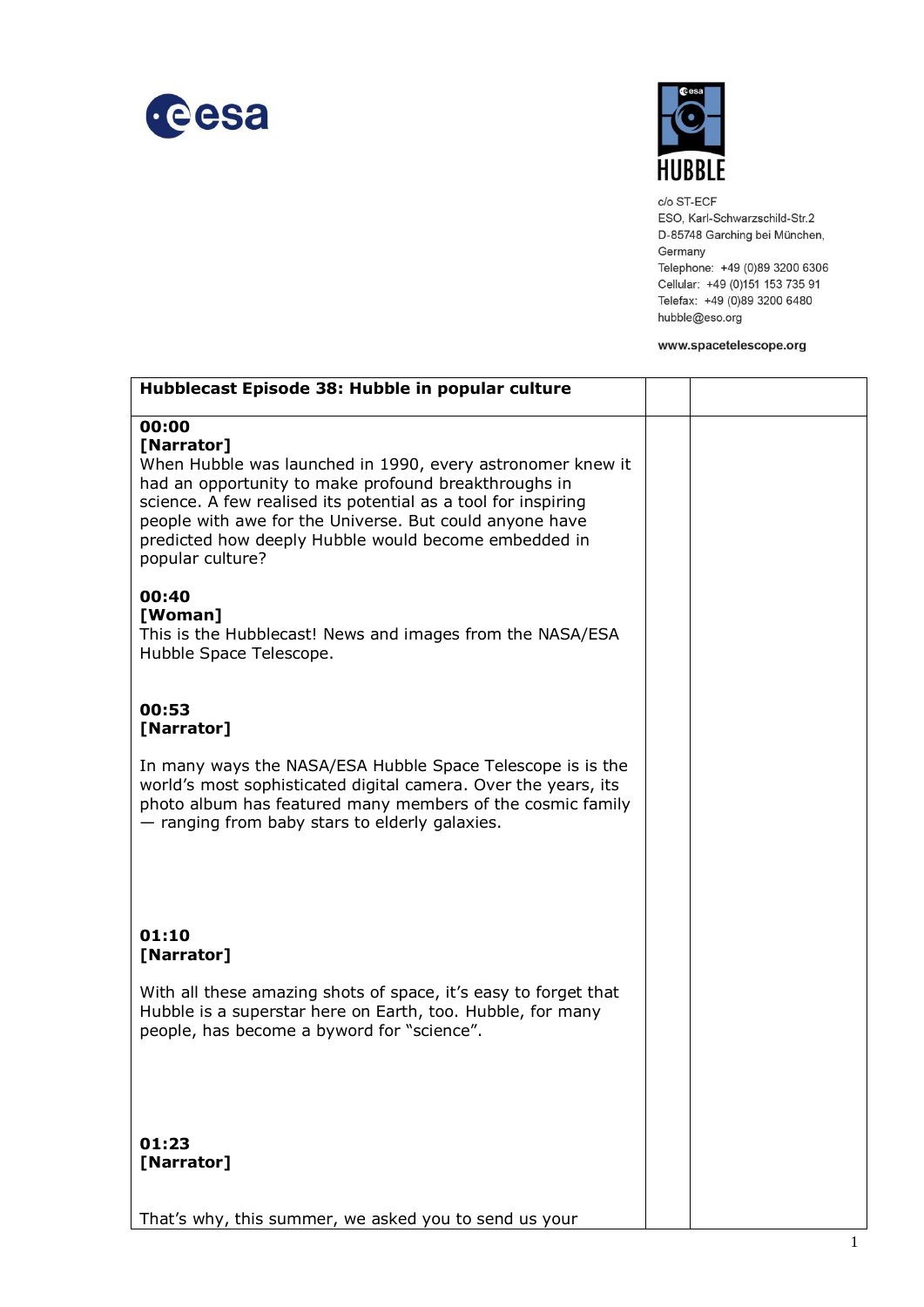c/o ST-ECF
ESO, Karl-Schwarzschild-Str.2
D-85748 Garching bei München,
Germany
Telephone: +49 (0)89 3200 6306
Cellular: +49 (0)151 153 735 91
Telefax: +49 (0)89 3200 6480
hubble@eso.org

**www.spacetelescope.org**

| **Hubblecast Episode 38: Hubble in popular culture** | | |
|---|---|---|
| **00:00**<br>**[Narrator]**<br>When Hubble was launched in 1990, every astronomer knew it had an opportunity to make profound breakthroughs in science. A few realised its potential as a tool for inspiring people with awe for the Universe. But could anyone have predicted how deeply Hubble would become embedded in popular culture?<br><br>**00:40**<br>**[Woman]**<br>This is the Hubblecast! News and images from the NASA/ESA Hubble Space Telescope.<br><br>**00:53**<br>**[Narrator]**<br>In many ways the NASA/ESA Hubble Space Telescope is is the world's most sophisticated digital camera. Over the years, its photo album has featured many members of the cosmic family — ranging from baby stars to elderly galaxies.<br><br>**01:10**<br>**[Narrator]**<br>With all these amazing shots of space, it's easy to forget that Hubble is a superstar here on Earth, too. Hubble, for many people, has become a byword for "science".<br><br>**01:23**<br>**[Narrator]**<br>That's why, this summer, we asked you to send us your | | |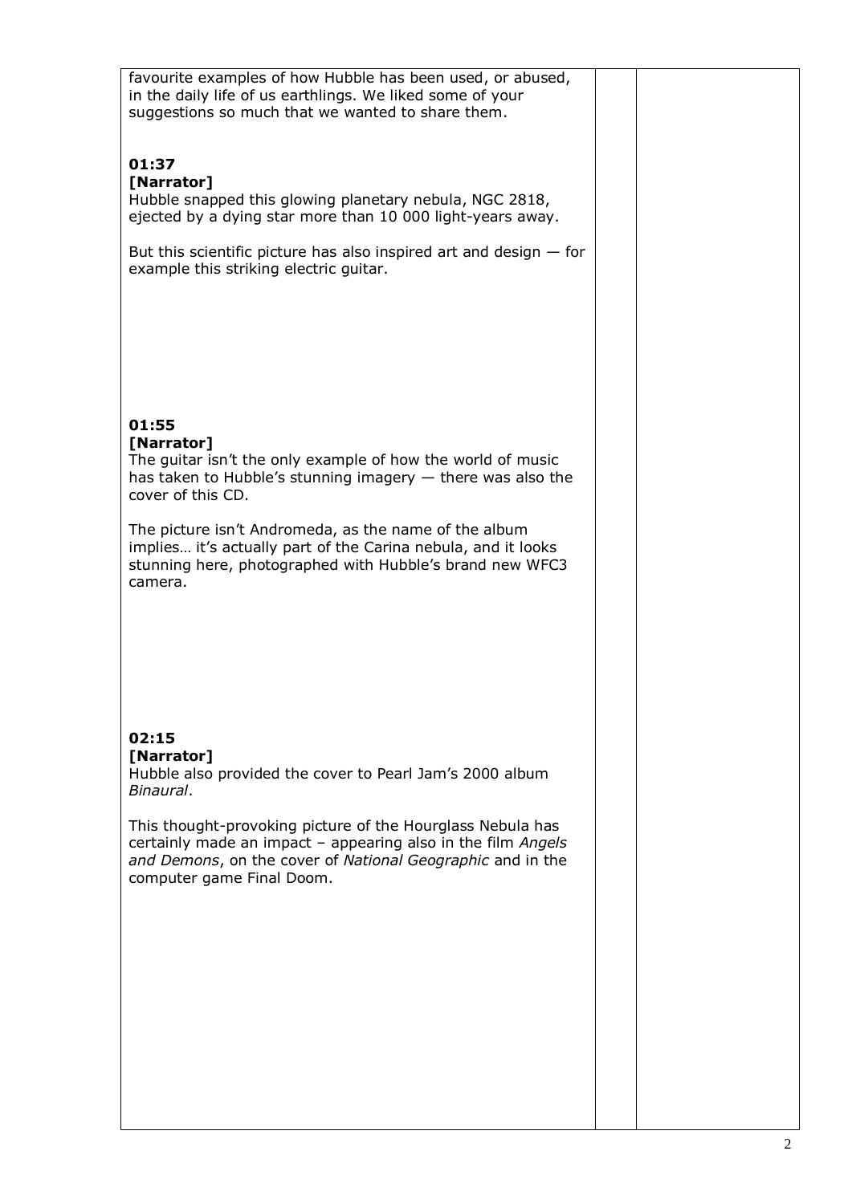favourite examples of how Hubble has been used, or abused, in the daily life of us earthlings. We liked some of your suggestions so much that we wanted to share them.

**01:37**
**[Narrator]**
Hubble snapped this glowing planetary nebula, NGC 2818, ejected by a dying star more than 10 000 light-years away.

But this scientific picture has also inspired art and design — for example this striking electric guitar.

**01:55**
**[Narrator]**
The guitar isn’t the only example of how the world of music has taken to Hubble’s stunning imagery — there was also the cover of this CD.

The picture isn’t Andromeda, as the name of the album implies… it’s actually part of the Carina nebula, and it looks stunning here, photographed with Hubble’s brand new WFC3 camera.

**02:15**
**[Narrator]**
Hubble also provided the cover to Pearl Jam’s 2000 album *Binaural*.

This thought-provoking picture of the Hourglass Nebula has certainly made an impact – appearing also in the film *Angels and Demons*, on the cover of *National Geographic* and in the computer game Final Doom.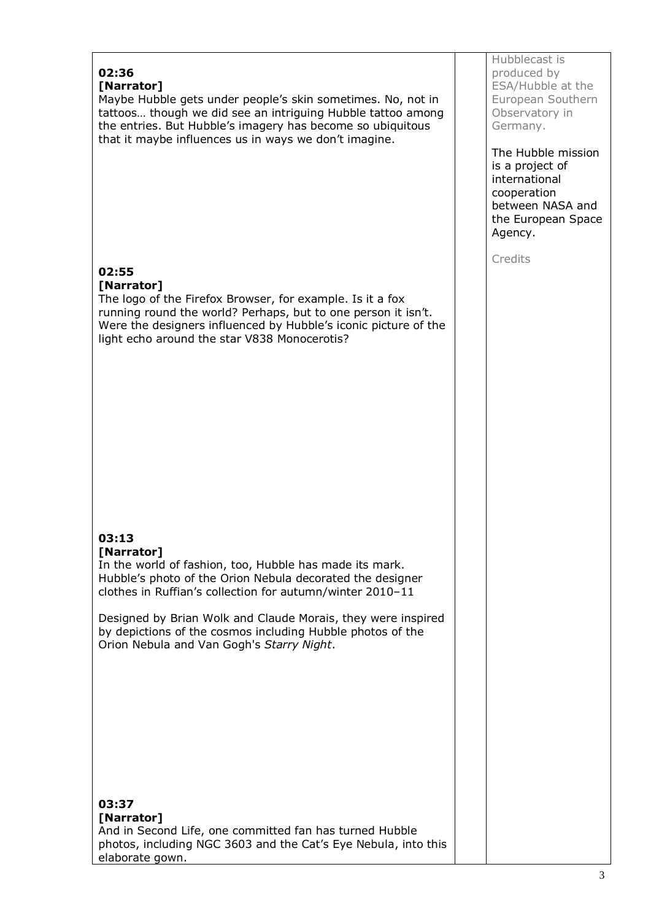**02:36**
**[Narrator]**
Maybe Hubble gets under people's skin sometimes. No, not in tattoos… though we did see an intriguing Hubble tattoo among the entries. But Hubble's imagery has become so ubiquitous that it maybe influences us in ways we don't imagine.

**02:55**
**[Narrator]**
The logo of the Firefox Browser, for example. Is it a fox running round the world? Perhaps, but to one person it isn't. Were the designers influenced by Hubble's iconic picture of the light echo around the star V838 Monocerotis?

**03:13**
**[Narrator]**
In the world of fashion, too, Hubble has made its mark. Hubble's photo of the Orion Nebula decorated the designer clothes in Ruffian's collection for autumn/winter 2010–11

Designed by Brian Wolk and Claude Morais, they were inspired by depictions of the cosmos including Hubble photos of the Orion Nebula and Van Gogh's *Starry Night*.

**03:37**
**[Narrator]**
And in Second Life, one committed fan has turned Hubble photos, including NGC 3603 and the Cat's Eye Nebula, into this elaborate gown.

Hubblecast is produced by ESA/Hubble at the European Southern Observatory in Germany.

The Hubble mission is a project of international cooperation between NASA and the European Space Agency.

Credits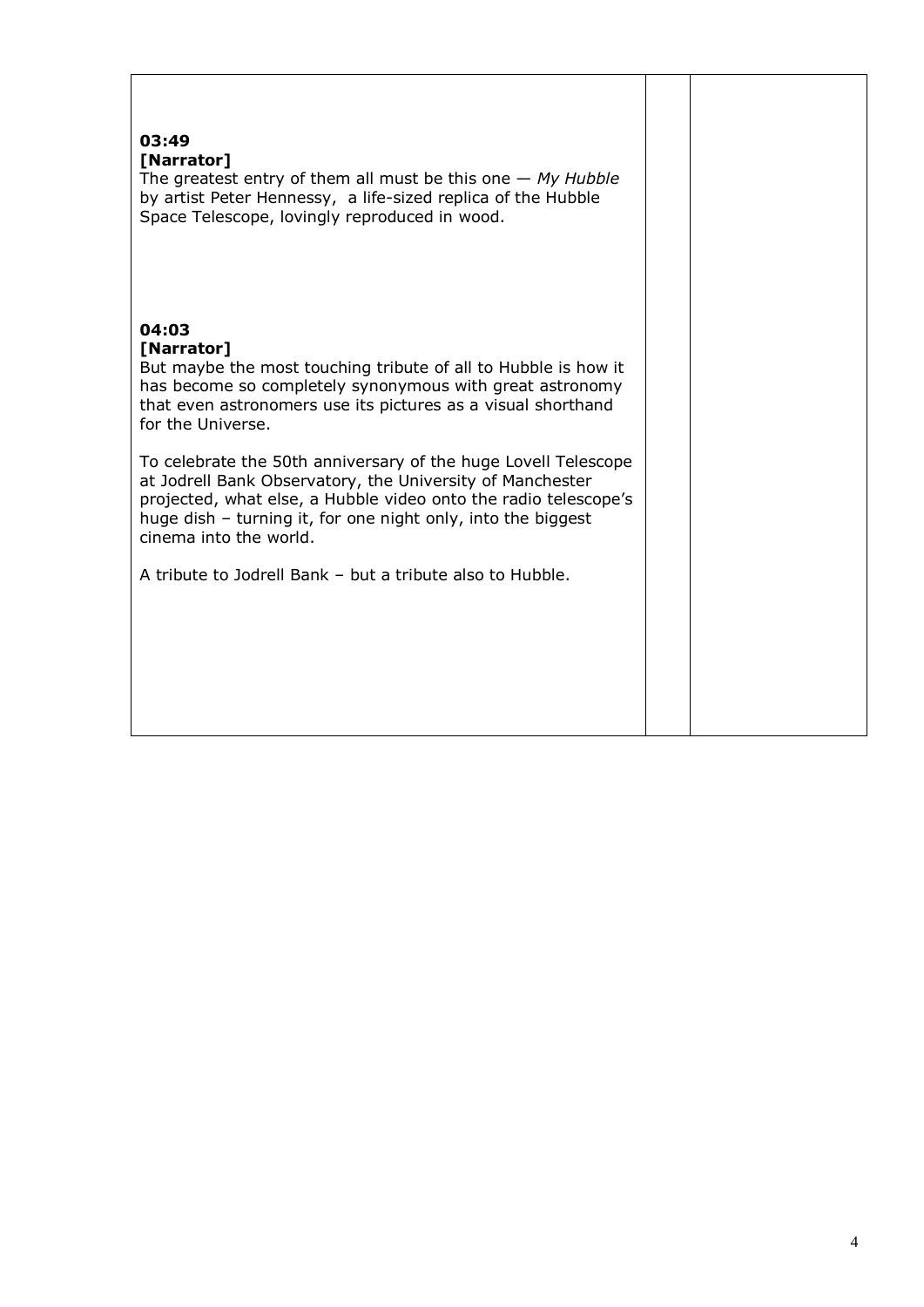| | | |
|---|---|---|
| **03:49**<br>**[Narrator]**<br>The greatest entry of them all must be this one — *My Hubble* by artist Peter Hennessy, a life-sized replica of the Hubble Space Telescope, lovingly reproduced in wood.<br><br>**04:03**<br>**[Narrator]**<br>But maybe the most touching tribute of all to Hubble is how it has become so completely synonymous with great astronomy that even astronomers use its pictures as a visual shorthand for the Universe.<br><br>To celebrate the 50th anniversary of the huge Lovell Telescope at Jodrell Bank Observatory, the University of Manchester projected, what else, a Hubble video onto the radio telescope's huge dish – turning it, for one night only, into the biggest cinema into the world.<br><br>A tribute to Jodrell Bank – but a tribute also to Hubble. | | |